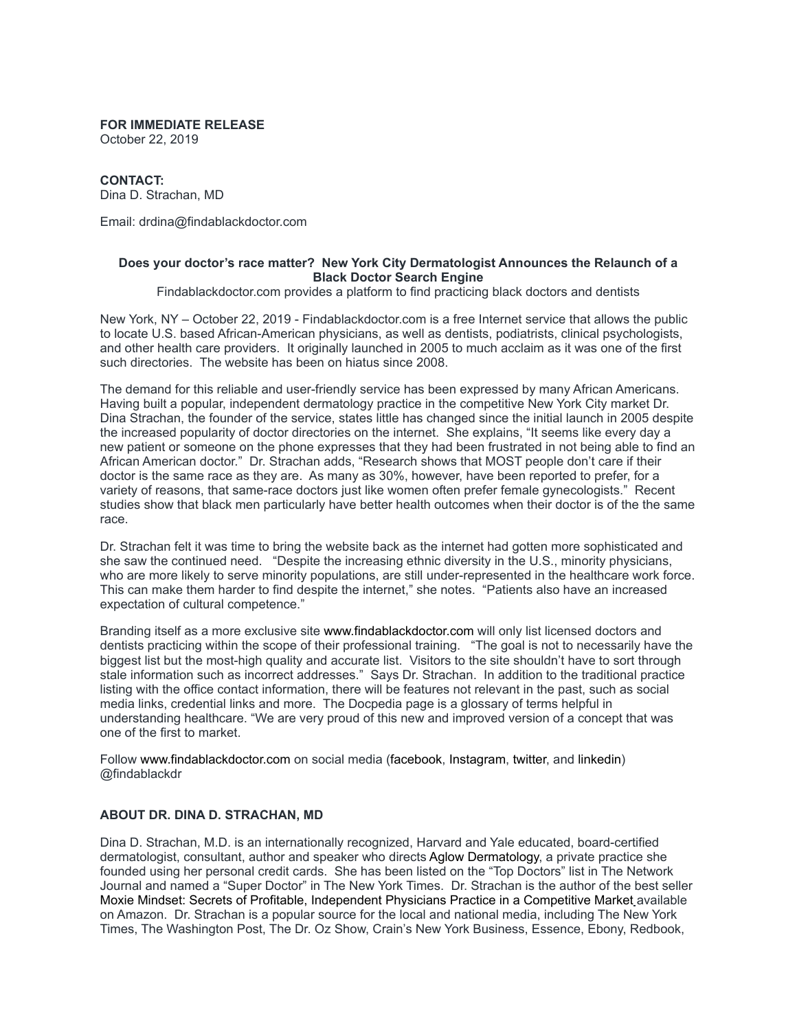**FOR IMMEDIATE RELEASE**
October 22, 2019

**CONTACT:**
Dina D. Strachan, MD

Email: drdina@findablackdoctor.com

**Does your doctor's race matter? New York City Dermatologist Announces the Relaunch of a Black Doctor Search Engine**

Findablackdoctor.com provides a platform to find practicing black doctors and dentists

New York, NY – October 22, 2019 - Findablackdoctor.com is a free Internet service that allows the public to locate U.S. based African-American physicians, as well as dentists, podiatrists, clinical psychologists, and other health care providers. It originally launched in 2005 to much acclaim as it was one of the first such directories. The website has been on hiatus since 2008.

The demand for this reliable and user-friendly service has been expressed by many African Americans. Having built a popular, independent dermatology practice in the competitive New York City market Dr. Dina Strachan, the founder of the service, states little has changed since the initial launch in 2005 despite the increased popularity of doctor directories on the internet. She explains, "It seems like every day a new patient or someone on the phone expresses that they had been frustrated in not being able to find an African American doctor." Dr. Strachan adds, "Research shows that MOST people don't care if their doctor is the same race as they are. As many as 30%, however, have been reported to prefer, for a variety of reasons, that same-race doctors just like women often prefer female gynecologists." Recent studies show that black men particularly have better health outcomes when their doctor is of the the same race.

Dr. Strachan felt it was time to bring the website back as the internet had gotten more sophisticated and she saw the continued need. "Despite the increasing ethnic diversity in the U.S., minority physicians, who are more likely to serve minority populations, are still under-represented in the healthcare work force. This can make them harder to find despite the internet," she notes. "Patients also have an increased expectation of cultural competence."

Branding itself as a more exclusive site www.findablackdoctor.com will only list licensed doctors and dentists practicing within the scope of their professional training. "The goal is not to necessarily have the biggest list but the most-high quality and accurate list. Visitors to the site shouldn't have to sort through stale information such as incorrect addresses." Says Dr. Strachan. In addition to the traditional practice listing with the office contact information, there will be features not relevant in the past, such as social media links, credential links and more. The Docpedia page is a glossary of terms helpful in understanding healthcare. "We are very proud of this new and improved version of a concept that was one of the first to market.

Follow www.findablackdoctor.com on social media (facebook, Instagram, twitter, and linkedin) @findablackdr

**ABOUT DR. DINA D. STRACHAN, MD**

Dina D. Strachan, M.D. is an internationally recognized, Harvard and Yale educated, board-certified dermatologist, consultant, author and speaker who directs Aglow Dermatology, a private practice she founded using her personal credit cards. She has been listed on the "Top Doctors" list in The Network Journal and named a "Super Doctor" in The New York Times. Dr. Strachan is the author of the best seller Moxie Mindset: Secrets of Profitable, Independent Physicians Practice in a Competitive Market available on Amazon. Dr. Strachan is a popular source for the local and national media, including The New York Times, The Washington Post, The Dr. Oz Show, Crain's New York Business, Essence, Ebony, Redbook,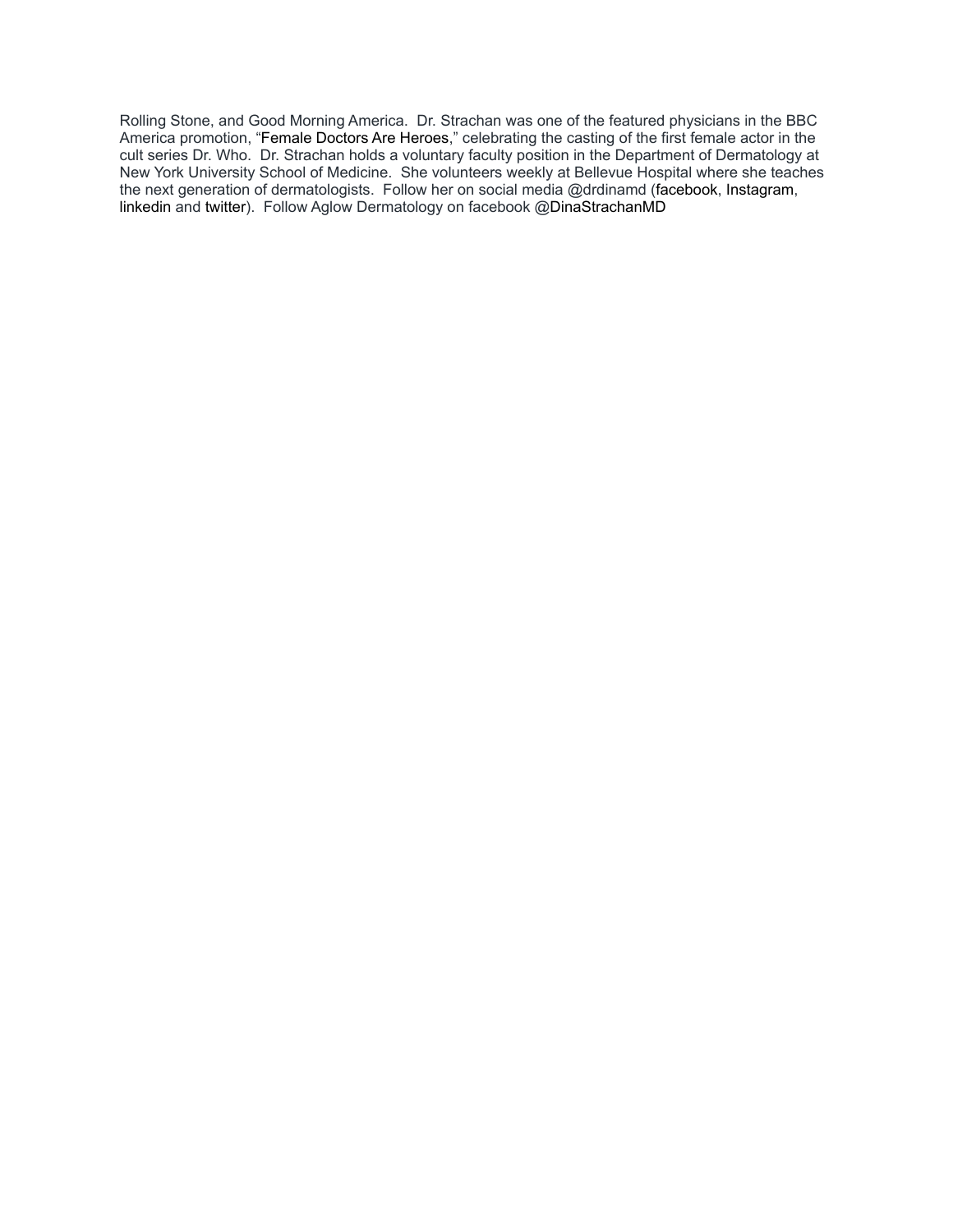Rolling Stone, and Good Morning America.  Dr. Strachan was one of the featured physicians in the BBC America promotion, "Female Doctors Are Heroes," celebrating the casting of the first female actor in the cult series Dr. Who.  Dr. Strachan holds a voluntary faculty position in the Department of Dermatology at New York University School of Medicine.  She volunteers weekly at Bellevue Hospital where she teaches the next generation of dermatologists.  Follow her on social media @drdinamd (facebook, Instagram, linkedin and twitter).  Follow Aglow Dermatology on facebook @DinaStrachanMD